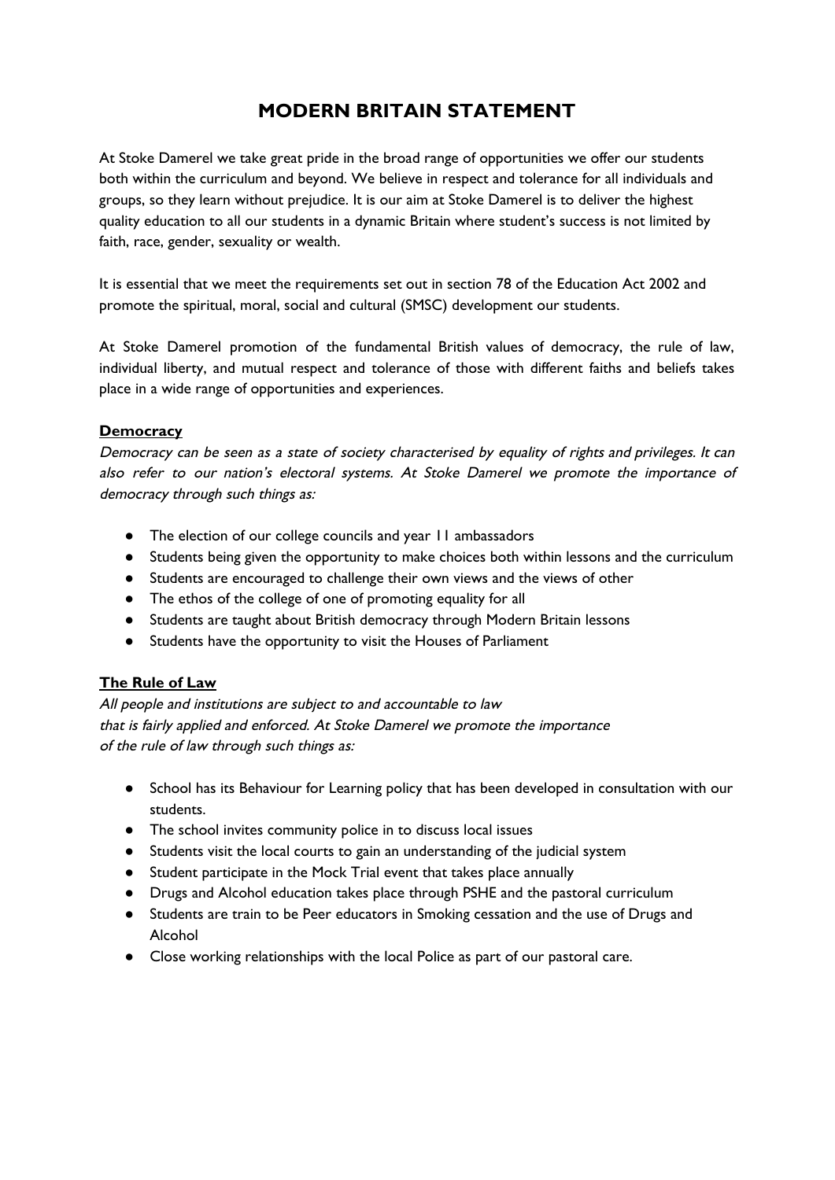# MODERN BRITAIN STATEMENT

At Stoke Damerel we take great pride in the broad range of opportunities we offer our students both within the curriculum and beyond. We believe in respect and tolerance for all individuals and groups, so they learn without prejudice. It is our aim at Stoke Damerel is to deliver the highest quality education to all our students in a dynamic Britain where student's success is not limited by faith, race, gender, sexuality or wealth.

It is essential that we meet the requirements set out in section 78 of the Education Act 2002 and promote the spiritual, moral, social and cultural (SMSC) development our students.

At Stoke Damerel promotion of the fundamental British values of democracy, the rule of law, individual liberty, and mutual respect and tolerance of those with different faiths and beliefs takes place in a wide range of opportunities and experiences.

## Democracy

*Democracy can be seen as a state of society characterised by equality of rights and privileges. It can also refer to our nation's electoral systems. At Stoke Damerel we promote the importance of democracy through such things as:*

- The election of our college councils and year 11 ambassadors
- Students being given the opportunity to make choices both within lessons and the curriculum
- Students are encouraged to challenge their own views and the views of other
- The ethos of the college of one of promoting equality for all
- Students are taught about British democracy through Modern Britain lessons
- Students have the opportunity to visit the Houses of Parliament

## The Rule of Law

*All people and institutions are subject to and accountable to law that is fairly applied and enforced. At Stoke Damerel we promote the importance of the rule of law through such things as:*

- School has its Behaviour for Learning policy that has been developed in consultation with our students.
- The school invites community police in to discuss local issues
- Students visit the local courts to gain an understanding of the judicial system
- Student participate in the Mock Trial event that takes place annually
- Drugs and Alcohol education takes place through PSHE and the pastoral curriculum
- Students are train to be Peer educators in Smoking cessation and the use of Drugs and Alcohol
- Close working relationships with the local Police as part of our pastoral care.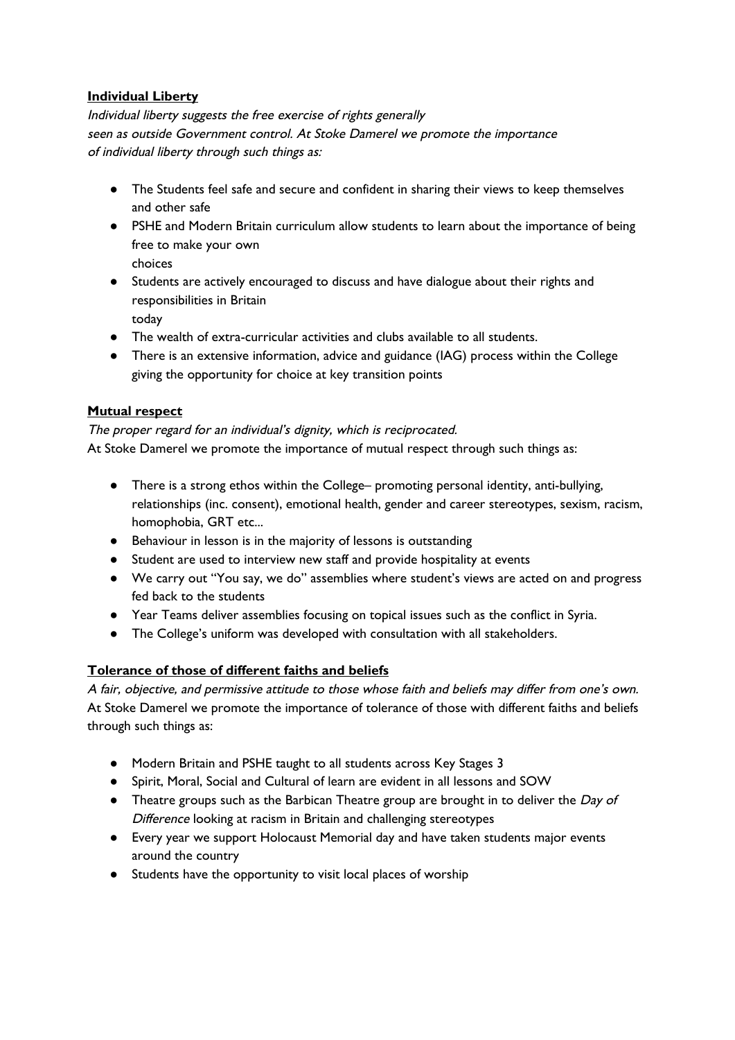**Individual Liberty**

*Individual liberty suggests the free exercise of rights generally seen as outside Government control. At Stoke Damerel we promote the importance of individual liberty through such things as:*

- The Students feel safe and secure and confident in sharing their views to keep themselves and other safe
- PSHE and Modern Britain curriculum allow students to learn about the importance of being free to make your own choices
- Students are actively encouraged to discuss and have dialogue about their rights and responsibilities in Britain today
- The wealth of extra-curricular activities and clubs available to all students.
- There is an extensive information, advice and guidance (IAG) process within the College giving the opportunity for choice at key transition points

**Mutual respect**

*The proper regard for an individual's dignity, which is reciprocated.*
At Stoke Damerel we promote the importance of mutual respect through such things as:

- There is a strong ethos within the College– promoting personal identity, anti-bullying, relationships (inc. consent), emotional health, gender and career stereotypes, sexism, racism, homophobia, GRT etc...
- Behaviour in lesson is in the majority of lessons is outstanding
- Student are used to interview new staff and provide hospitality at events
- We carry out "You say, we do" assemblies where student's views are acted on and progress fed back to the students
- Year Teams deliver assemblies focusing on topical issues such as the conflict in Syria.
- The College's uniform was developed with consultation with all stakeholders.

**Tolerance of those of different faiths and beliefs**

*A fair, objective, and permissive attitude to those whose faith and beliefs may differ from one's own.*
At Stoke Damerel we promote the importance of tolerance of those with different faiths and beliefs through such things as:

- Modern Britain and PSHE taught to all students across Key Stages 3
- Spirit, Moral, Social and Cultural of learn are evident in all lessons and SOW
- Theatre groups such as the Barbican Theatre group are brought in to deliver the *Day of Difference* looking at racism in Britain and challenging stereotypes
- Every year we support Holocaust Memorial day and have taken students major events around the country
- Students have the opportunity to visit local places of worship